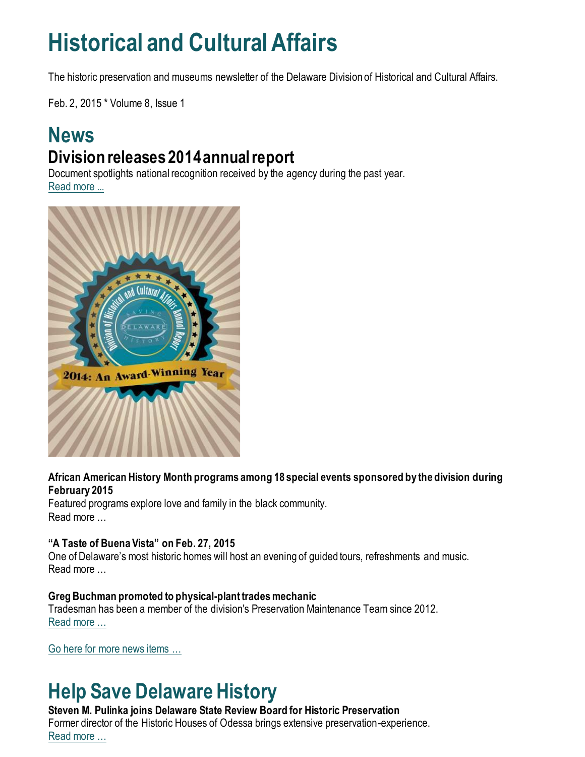# Historical and Cultural Affairs

The historic preservation and museums newsletter of the Delaware Division of Historical and Cultural Affairs.

Feb. 2, 2015 * Volume 8, Issue 1

# News

## Division releases 2014 annual report

Document spotlights national recognition received by the agency during the past year.
Read more ...

**African American History Month programs among 18 special events sponsored by the division during February 2015**
Featured programs explore love and family in the black community.
Read more …

**"A Taste of Buena Vista" on Feb. 27, 2015**
One of Delaware's most historic homes will host an evening of guided tours, refreshments and music.
Read more …

**Greg Buchman promoted to physical-plant trades mechanic**
Tradesman has been a member of the division's Preservation Maintenance Team since 2012.
Read more …

Go here for more news items …

# Help Save Delaware History

**Steven M. Pulinka joins Delaware State Review Board for Historic Preservation**
Former director of the Historic Houses of Odessa brings extensive preservation-experience.
Read more …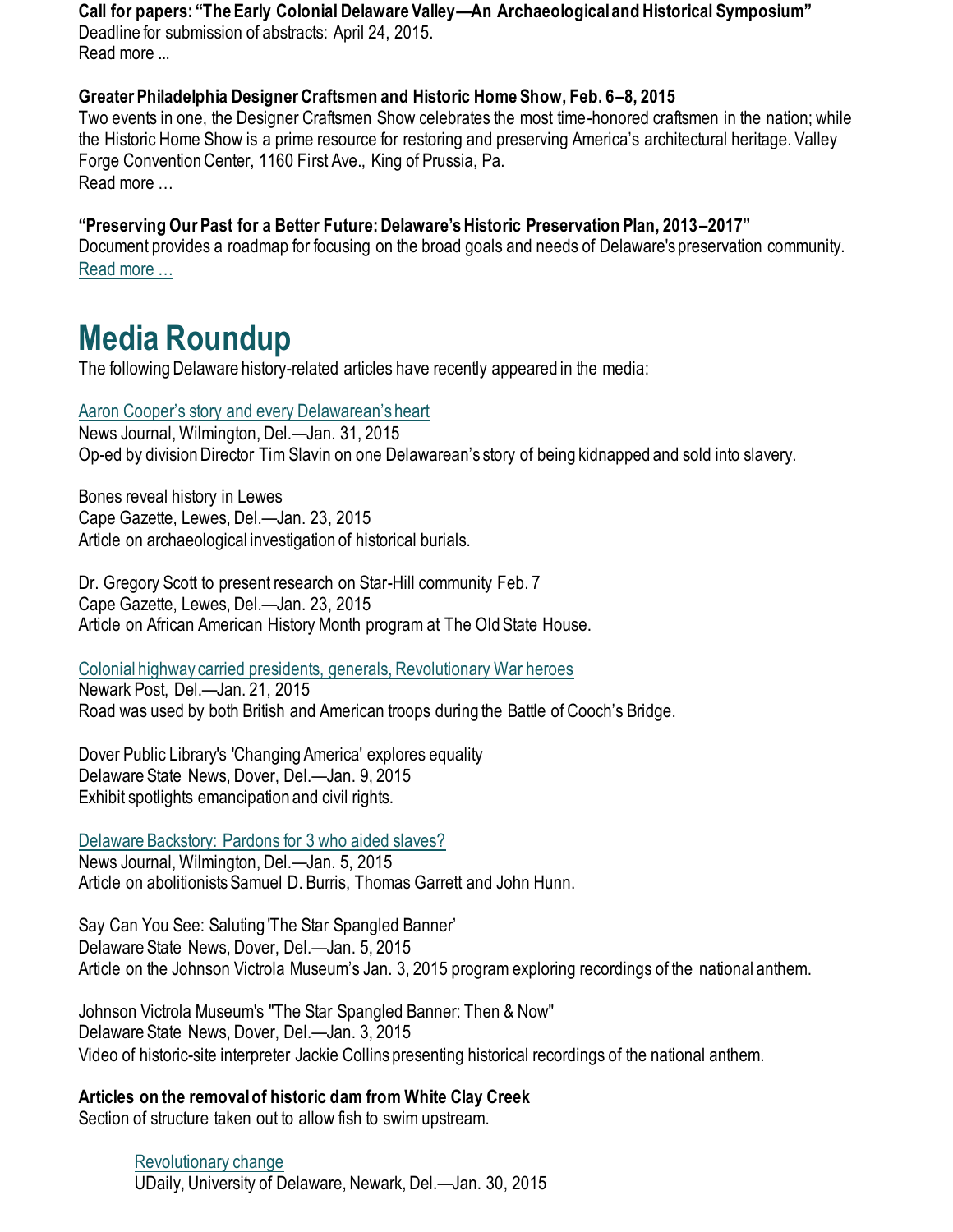**Call for papers: "The Early Colonial Delaware Valley—An Archaeological and Historical Symposium"**
Deadline for submission of abstracts: April 24, 2015.
Read more ...

**Greater Philadelphia Designer Craftsmen and Historic Home Show, Feb. 6–8, 2015**
Two events in one, the Designer Craftsmen Show celebrates the most time-honored craftsmen in the nation; while the Historic Home Show is a prime resource for restoring and preserving America's architectural heritage. Valley Forge Convention Center, 1160 First Ave., King of Prussia, Pa.
Read more …

**"Preserving Our Past for a Better Future: Delaware's Historic Preservation Plan, 2013–2017"**
Document provides a roadmap for focusing on the broad goals and needs of Delaware's preservation community.
Read more …

# Media Roundup

The following Delaware history-related articles have recently appeared in the media:

Aaron Cooper's story and every Delawarean's heart
News Journal, Wilmington, Del.—Jan. 31, 2015
Op-ed by division Director Tim Slavin on one Delawarean's story of being kidnapped and sold into slavery.

Bones reveal history in Lewes
Cape Gazette, Lewes, Del.—Jan. 23, 2015
Article on archaeological investigation of historical burials.

Dr. Gregory Scott to present research on Star-Hill community Feb. 7
Cape Gazette, Lewes, Del.—Jan. 23, 2015
Article on African American History Month program at The Old State House.

Colonial highway carried presidents, generals, Revolutionary War heroes
Newark Post, Del.—Jan. 21, 2015
Road was used by both British and American troops during the Battle of Cooch's Bridge.

Dover Public Library's 'Changing America' explores equality
Delaware State News, Dover, Del.—Jan. 9, 2015
Exhibit spotlights emancipation and civil rights.

Delaware Backstory: Pardons for 3 who aided slaves?
News Journal, Wilmington, Del.—Jan. 5, 2015
Article on abolitionists Samuel D. Burris, Thomas Garrett and John Hunn.

Say Can You See: Saluting 'The Star Spangled Banner'
Delaware State News, Dover, Del.—Jan. 5, 2015
Article on the Johnson Victrola Museum's Jan. 3, 2015 program exploring recordings of the national anthem.

Johnson Victrola Museum's "The Star Spangled Banner: Then & Now"
Delaware State News, Dover, Del.—Jan. 3, 2015
Video of historic-site interpreter Jackie Collins presenting historical recordings of the national anthem.

**Articles on the removal of historic dam from White Clay Creek**
Section of structure taken out to allow fish to swim upstream.

> Revolutionary change
> UDaily, University of Delaware, Newark, Del.—Jan. 30, 2015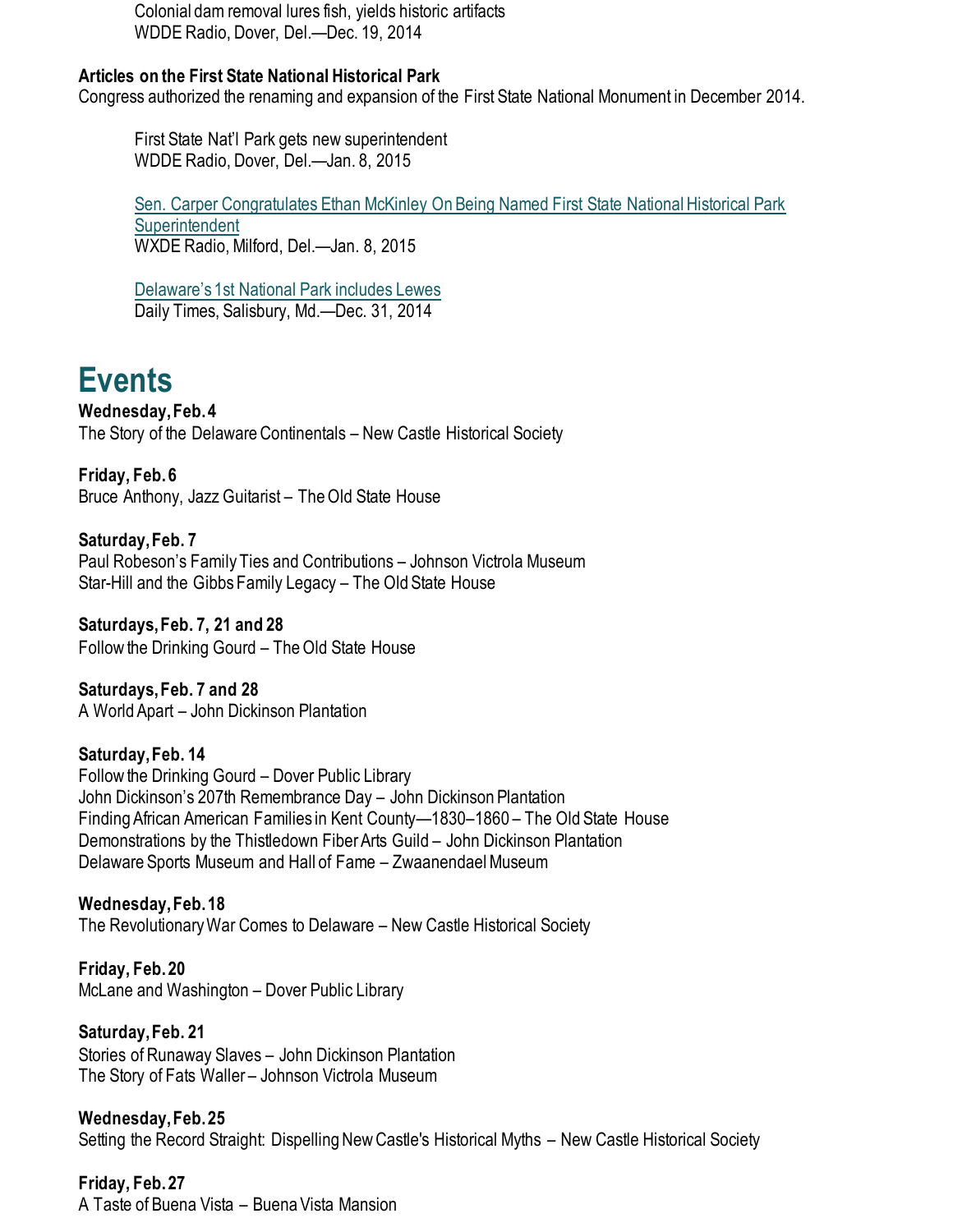Colonial dam removal lures fish, yields historic artifacts
WDDE Radio, Dover, Del.—Dec. 19, 2014

**Articles on the First State National Historical Park**

Congress authorized the renaming and expansion of the First State National Monument in December 2014.

First State Nat'l Park gets new superintendent
WDDE Radio, Dover, Del.—Jan. 8, 2015

Sen. Carper Congratulates Ethan McKinley On Being Named First State National Historical Park Superintendent
WXDE Radio, Milford, Del.—Jan. 8, 2015

Delaware's 1st National Park includes Lewes
Daily Times, Salisbury, Md.—Dec. 31, 2014

# Events

**Wednesday, Feb. 4**
The Story of the Delaware Continentals – New Castle Historical Society

**Friday, Feb. 6**
Bruce Anthony, Jazz Guitarist – The Old State House

**Saturday, Feb. 7**
Paul Robeson's Family Ties and Contributions – Johnson Victrola Museum
Star-Hill and the Gibbs Family Legacy – The Old State House

**Saturdays, Feb. 7, 21 and 28**
Follow the Drinking Gourd – The Old State House

**Saturdays, Feb. 7 and 28**
A World Apart – John Dickinson Plantation

**Saturday, Feb. 14**
Follow the Drinking Gourd – Dover Public Library
John Dickinson's 207th Remembrance Day – John Dickinson Plantation
Finding African American Families in Kent County—1830–1860 – The Old State House
Demonstrations by the Thistledown Fiber Arts Guild – John Dickinson Plantation
Delaware Sports Museum and Hall of Fame – Zwaanendael Museum

**Wednesday, Feb. 18**
The Revolutionary War Comes to Delaware – New Castle Historical Society

**Friday, Feb. 20**
McLane and Washington – Dover Public Library

**Saturday, Feb. 21**
Stories of Runaway Slaves – John Dickinson Plantation
The Story of Fats Waller – Johnson Victrola Museum

**Wednesday, Feb. 25**
Setting the Record Straight: Dispelling New Castle's Historical Myths – New Castle Historical Society

**Friday, Feb. 27**
A Taste of Buena Vista – Buena Vista Mansion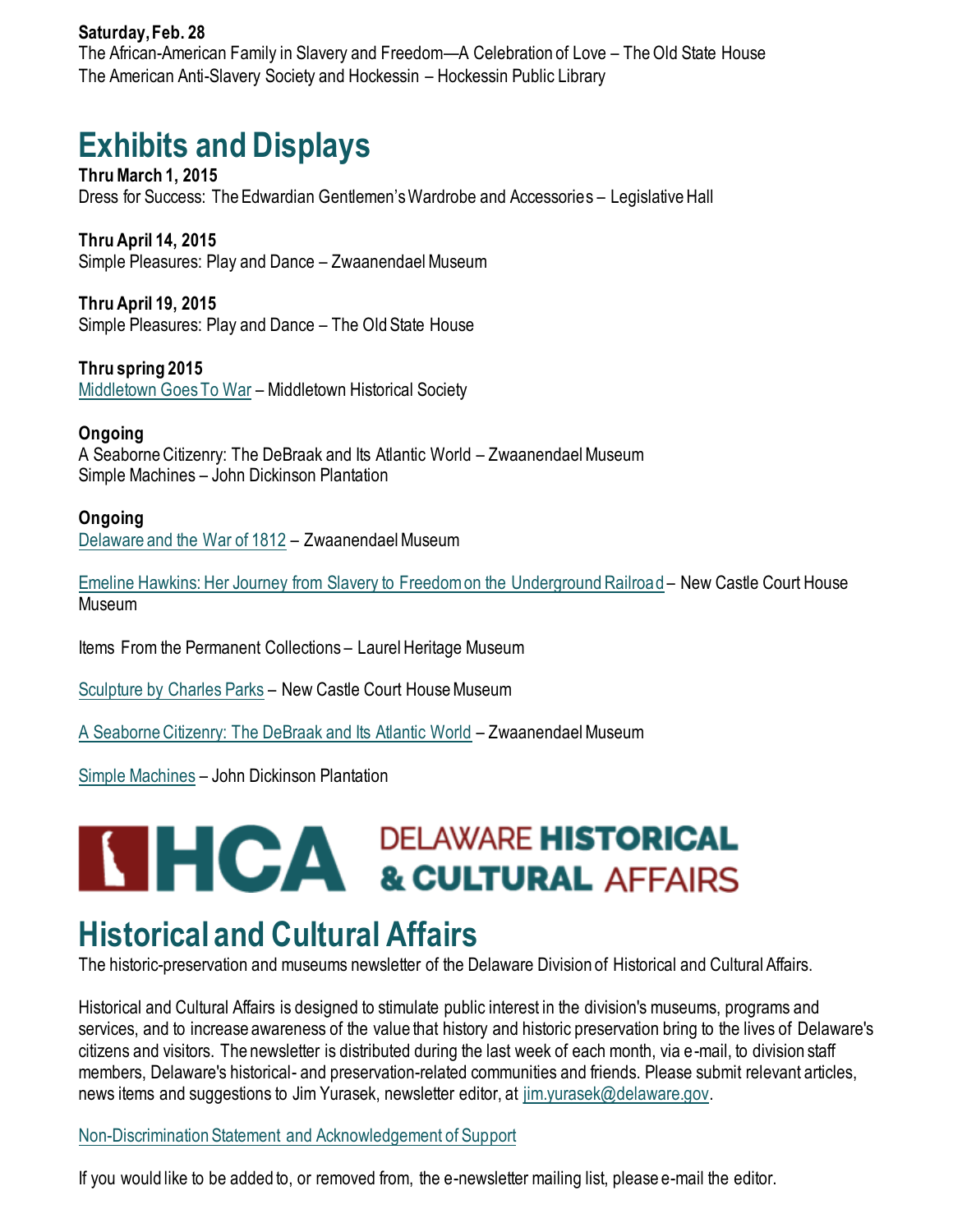**Saturday, Feb. 28**
The African-American Family in Slavery and Freedom—A Celebration of Love – The Old State House
The American Anti-Slavery Society and Hockessin – Hockessin Public Library

# Exhibits and Displays

**Thru March 1, 2015**
Dress for Success: The Edwardian Gentlemen's Wardrobe and Accessories – Legislative Hall

**Thru April 14, 2015**
Simple Pleasures: Play and Dance – Zwaanendael Museum

**Thru April 19, 2015**
Simple Pleasures: Play and Dance – The Old State House

**Thru spring 2015**
Middletown Goes To War – Middletown Historical Society

**Ongoing**
A Seaborne Citizenry: The DeBraak and Its Atlantic World – Zwaanendael Museum
Simple Machines – John Dickinson Plantation

**Ongoing**
Delaware and the War of 1812 – Zwaanendael Museum

Emeline Hawkins: Her Journey from Slavery to Freedom on the Underground Railroad – New Castle Court House Museum

Items From the Permanent Collections – Laurel Heritage Museum

Sculpture by Charles Parks – New Castle Court House Museum

A Seaborne Citizenry: The DeBraak and Its Atlantic World – Zwaanendael Museum

Simple Machines – John Dickinson Plantation

HCA DELAWARE HISTORICAL & CULTURAL AFFAIRS

# Historical and Cultural Affairs

The historic-preservation and museums newsletter of the Delaware Division of Historical and Cultural Affairs.

Historical and Cultural Affairs is designed to stimulate public interest in the division's museums, programs and services, and to increase awareness of the value that history and historic preservation bring to the lives of Delaware's citizens and visitors. The newsletter is distributed during the last week of each month, via e-mail, to division staff members, Delaware's historical- and preservation-related communities and friends. Please submit relevant articles, news items and suggestions to Jim Yurasek, newsletter editor, at jim.yurasek@delaware.gov.

Non-Discrimination Statement and Acknowledgement of Support

If you would like to be added to, or removed from, the e-newsletter mailing list, please e-mail the editor.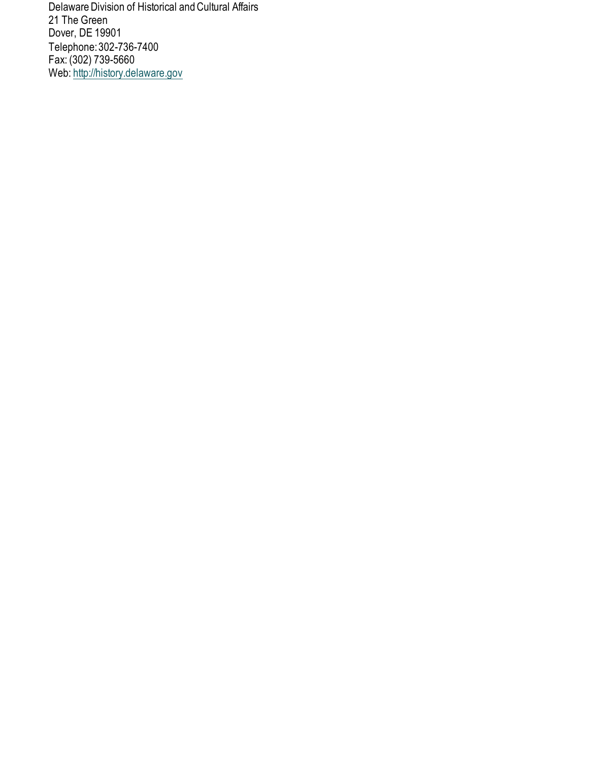Delaware Division of Historical and Cultural Affairs
21 The Green
Dover, DE 19901
Telephone: 302-736-7400
Fax: (302) 739-5660
Web: [http://history.delaware.gov](http://history.delaware.gov)